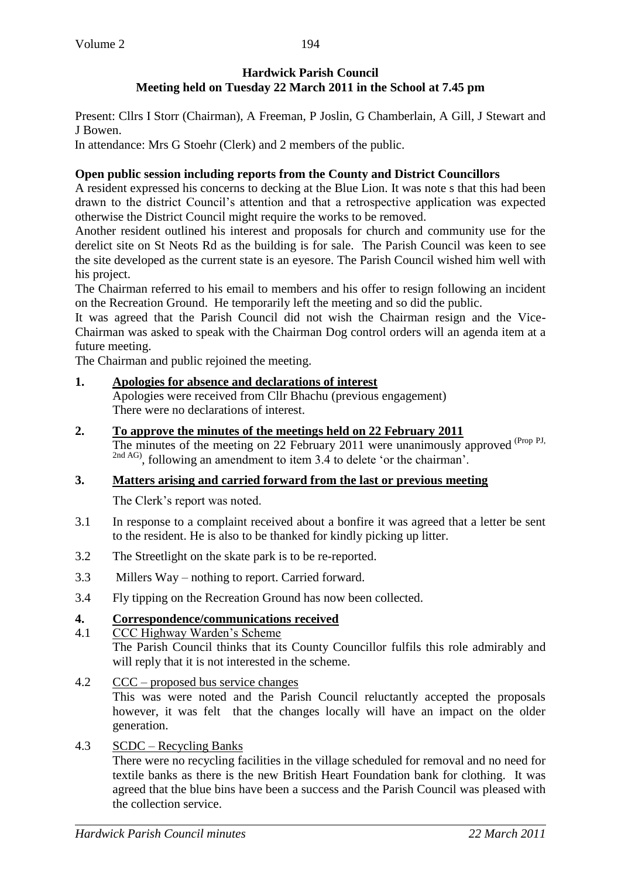**Hardwick Parish Council**
**Meeting held on Tuesday 22 March 2011 in the School at 7.45 pm**

Present: Cllrs I Storr (Chairman), A Freeman, P Joslin, G Chamberlain, A Gill, J Stewart and J Bowen.

In attendance: Mrs G Stoehr (Clerk) and 2 members of the public.

**Open public session including reports from the County and District Councillors**

A resident expressed his concerns to decking at the Blue Lion. It was note s that this had been drawn to the district Council's attention and that a retrospective application was expected otherwise the District Council might require the works to be removed.

Another resident outlined his interest and proposals for church and community use for the derelict site on St Neots Rd as the building is for sale. The Parish Council was keen to see the site developed as the current state is an eyesore. The Parish Council wished him well with his project.

The Chairman referred to his email to members and his offer to resign following an incident on the Recreation Ground. He temporarily left the meeting and so did the public.

It was agreed that the Parish Council did not wish the Chairman resign and the Vice-Chairman was asked to speak with the Chairman Dog control orders will an agenda item at a future meeting.

The Chairman and public rejoined the meeting.

**1. Apologies for absence and declarations of interest**

Apologies were received from Cllr Bhachu (previous engagement)
There were no declarations of interest.

**2. To approve the minutes of the meetings held on 22 February 2011**

The minutes of the meeting on 22 February 2011 were unanimously approved (Prop PJ, 2nd AG), following an amendment to item 3.4 to delete 'or the chairman'.

**3. Matters arising and carried forward from the last or previous meeting**

The Clerk's report was noted.

3.1 In response to a complaint received about a bonfire it was agreed that a letter be sent to the resident. He is also to be thanked for kindly picking up litter.

3.2 The Streetlight on the skate park is to be re-reported.

3.3 Millers Way – nothing to report. Carried forward.

3.4 Fly tipping on the Recreation Ground has now been collected.

**4. Correspondence/communications received**

4.1 CCC Highway Warden's Scheme

The Parish Council thinks that its County Councillor fulfils this role admirably and will reply that it is not interested in the scheme.

4.2 CCC – proposed bus service changes

This was were noted and the Parish Council reluctantly accepted the proposals however, it was felt that the changes locally will have an impact on the older generation.

4.3 SCDC – Recycling Banks

There were no recycling facilities in the village scheduled for removal and no need for textile banks as there is the new British Heart Foundation bank for clothing. It was agreed that the blue bins have been a success and the Parish Council was pleased with the collection service.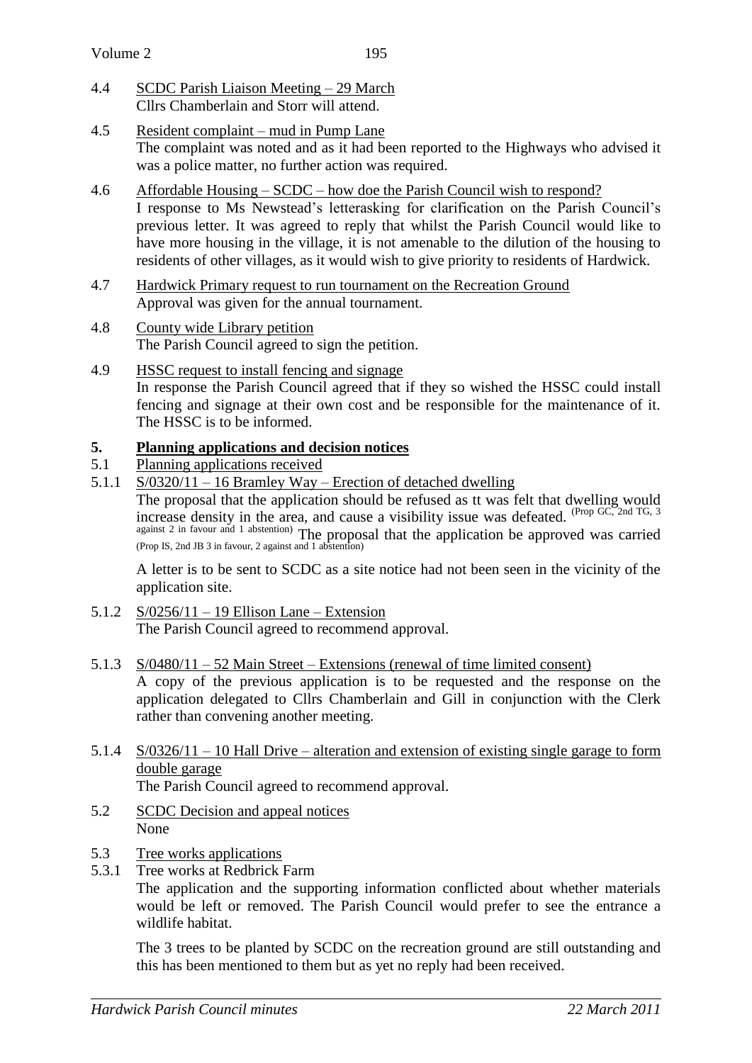4.4 SCDC Parish Liaison Meeting – 29 March
Cllrs Chamberlain and Storr will attend.

4.5 Resident complaint – mud in Pump Lane
The complaint was noted and as it had been reported to the Highways who advised it was a police matter, no further action was required.

4.6 Affordable Housing – SCDC – how doe the Parish Council wish to respond?
I response to Ms Newstead's letterasking for clarification on the Parish Council's previous letter. It was agreed to reply that whilst the Parish Council would like to have more housing in the village, it is not amenable to the dilution of the housing to residents of other villages, as it would wish to give priority to residents of Hardwick.

4.7 Hardwick Primary request to run tournament on the Recreation Ground
Approval was given for the annual tournament.

4.8 County wide Library petition
The Parish Council agreed to sign the petition.

4.9 HSSC request to install fencing and signage
In response the Parish Council agreed that if they so wished the HSSC could install fencing and signage at their own cost and be responsible for the maintenance of it. The HSSC is to be informed.

## 5. Planning applications and decision notices

5.1 Planning applications received

5.1.1 S/0320/11 – 16 Bramley Way – Erection of detached dwelling
The proposal that the application should be refused as tt was felt that dwelling would increase density in the area, and cause a visibility issue was defeated. (Prop GC, 2nd TG, 3 against 2 in favour and 1 abstention) The proposal that the application be approved was carried (Prop IS, 2nd JB 3 in favour, 2 against and 1 abstention)

A letter is to be sent to SCDC as a site notice had not been seen in the vicinity of the application site.

5.1.2 S/0256/11 – 19 Ellison Lane – Extension
The Parish Council agreed to recommend approval.

5.1.3 S/0480/11 – 52 Main Street – Extensions (renewal of time limited consent)
A copy of the previous application is to be requested and the response on the application delegated to Cllrs Chamberlain and Gill in conjunction with the Clerk rather than convening another meeting.

5.1.4 S/0326/11 – 10 Hall Drive – alteration and extension of existing single garage to form double garage
The Parish Council agreed to recommend approval.

5.2 SCDC Decision and appeal notices
None

5.3 Tree works applications

5.3.1 Tree works at Redbrick Farm
The application and the supporting information conflicted about whether materials would be left or removed. The Parish Council would prefer to see the entrance a wildlife habitat.

The 3 trees to be planted by SCDC on the recreation ground are still outstanding and this has been mentioned to them but as yet no reply had been received.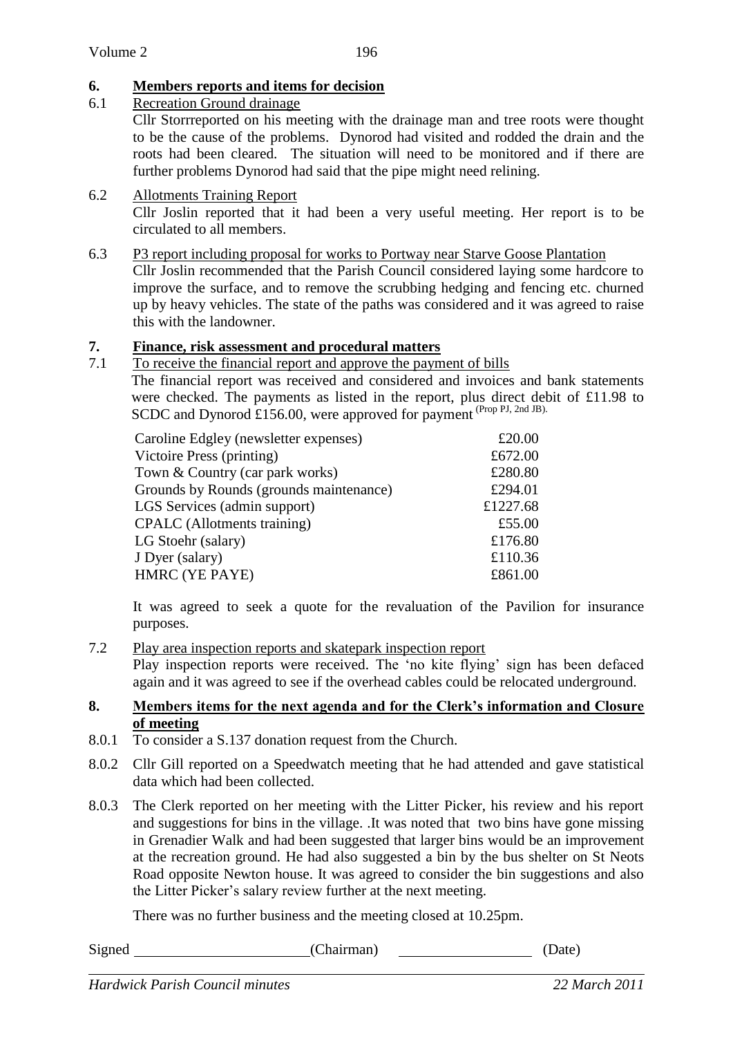## 6. Members reports and items for decision

6.1 Recreation Ground drainage

Cllr Storrreported on his meeting with the drainage man and tree roots were thought to be the cause of the problems. Dynorod had visited and rodded the drain and the roots had been cleared. The situation will need to be monitored and if there are further problems Dynorod had said that the pipe might need relining.

6.2 Allotments Training Report

Cllr Joslin reported that it had been a very useful meeting. Her report is to be circulated to all members.

6.3 P3 report including proposal for works to Portway near Starve Goose Plantation

Cllr Joslin recommended that the Parish Council considered laying some hardcore to improve the surface, and to remove the scrubbing hedging and fencing etc. churned up by heavy vehicles. The state of the paths was considered and it was agreed to raise this with the landowner.

## 7. Finance, risk assessment and procedural matters

7.1 To receive the financial report and approve the payment of bills

The financial report was received and considered and invoices and bank statements were checked. The payments as listed in the report, plus direct debit of £11.98 to SCDC and Dynorod £156.00, were approved for payment (Prop PJ, 2nd JB).

| | |
|---|---|
| Caroline Edgley (newsletter expenses) | £20.00 |
| Victoire Press (printing) | £672.00 |
| Town & Country (car park works) | £280.80 |
| Grounds by Rounds (grounds maintenance) | £294.01 |
| LGS Services (admin support) | £1227.68 |
| CPALC (Allotments training) | £55.00 |
| LG Stoehr (salary) | £176.80 |
| J Dyer (salary) | £110.36 |
| HMRC (YE PAYE) | £861.00 |

It was agreed to seek a quote for the revaluation of the Pavilion for insurance purposes.

7.2 Play area inspection reports and skatepark inspection report

Play inspection reports were received. The 'no kite flying' sign has been defaced again and it was agreed to see if the overhead cables could be relocated underground.

## 8. Members items for the next agenda and for the Clerk's information and Closure of meeting

8.0.1 To consider a S.137 donation request from the Church.

8.0.2 Cllr Gill reported on a Speedwatch meeting that he had attended and gave statistical data which had been collected.

8.0.3 The Clerk reported on her meeting with the Litter Picker, his review and his report and suggestions for bins in the village. .It was noted that two bins have gone missing in Grenadier Walk and had been suggested that larger bins would be an improvement at the recreation ground. He had also suggested a bin by the bus shelter on St Neots Road opposite Newton house. It was agreed to consider the bin suggestions and also the Litter Picker's salary review further at the next meeting.

There was no further business and the meeting closed at 10.25pm.

Signed ______________________ (Chairman) ________________ (Date)